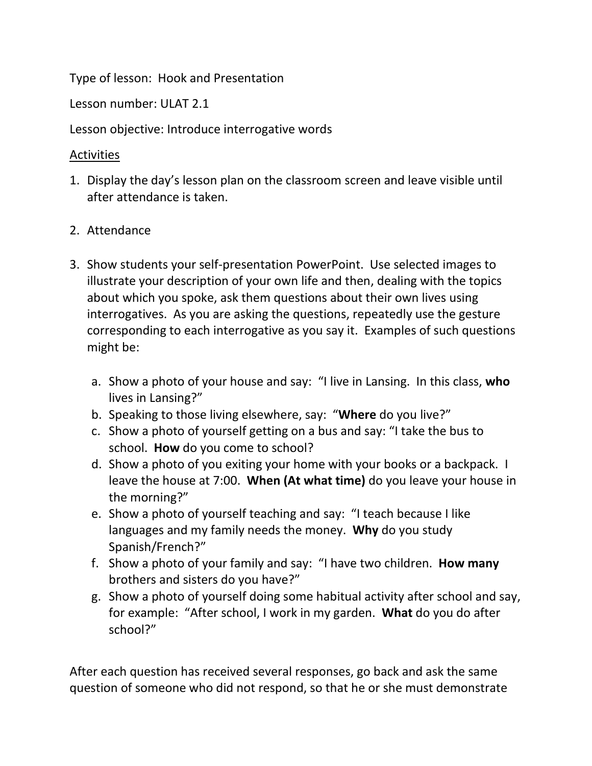Type of lesson: Hook and Presentation

Lesson number: ULAT 2.1

Lesson objective: Introduce interrogative words

Activities

1. Display the day's lesson plan on the classroom screen and leave visible until after attendance is taken.

2. Attendance

3. Show students your self-presentation PowerPoint. Use selected images to illustrate your description of your own life and then, dealing with the topics about which you spoke, ask them questions about their own lives using interrogatives. As you are asking the questions, repeatedly use the gesture corresponding to each interrogative as you say it. Examples of such questions might be:

   a. Show a photo of your house and say: "I live in Lansing. In this class, **who** lives in Lansing?"
   b. Speaking to those living elsewhere, say: "**Where** do you live?"
   c. Show a photo of yourself getting on a bus and say: "I take the bus to school. **How** do you come to school?
   d. Show a photo of you exiting your home with your books or a backpack. I leave the house at 7:00. **When (At what time)** do you leave your house in the morning?"
   e. Show a photo of yourself teaching and say: "I teach because I like languages and my family needs the money. **Why** do you study Spanish/French?"
   f. Show a photo of your family and say: "I have two children. **How many** brothers and sisters do you have?"
   g. Show a photo of yourself doing some habitual activity after school and say, for example: "After school, I work in my garden. **What** do you do after school?"

After each question has received several responses, go back and ask the same question of someone who did not respond, so that he or she must demonstrate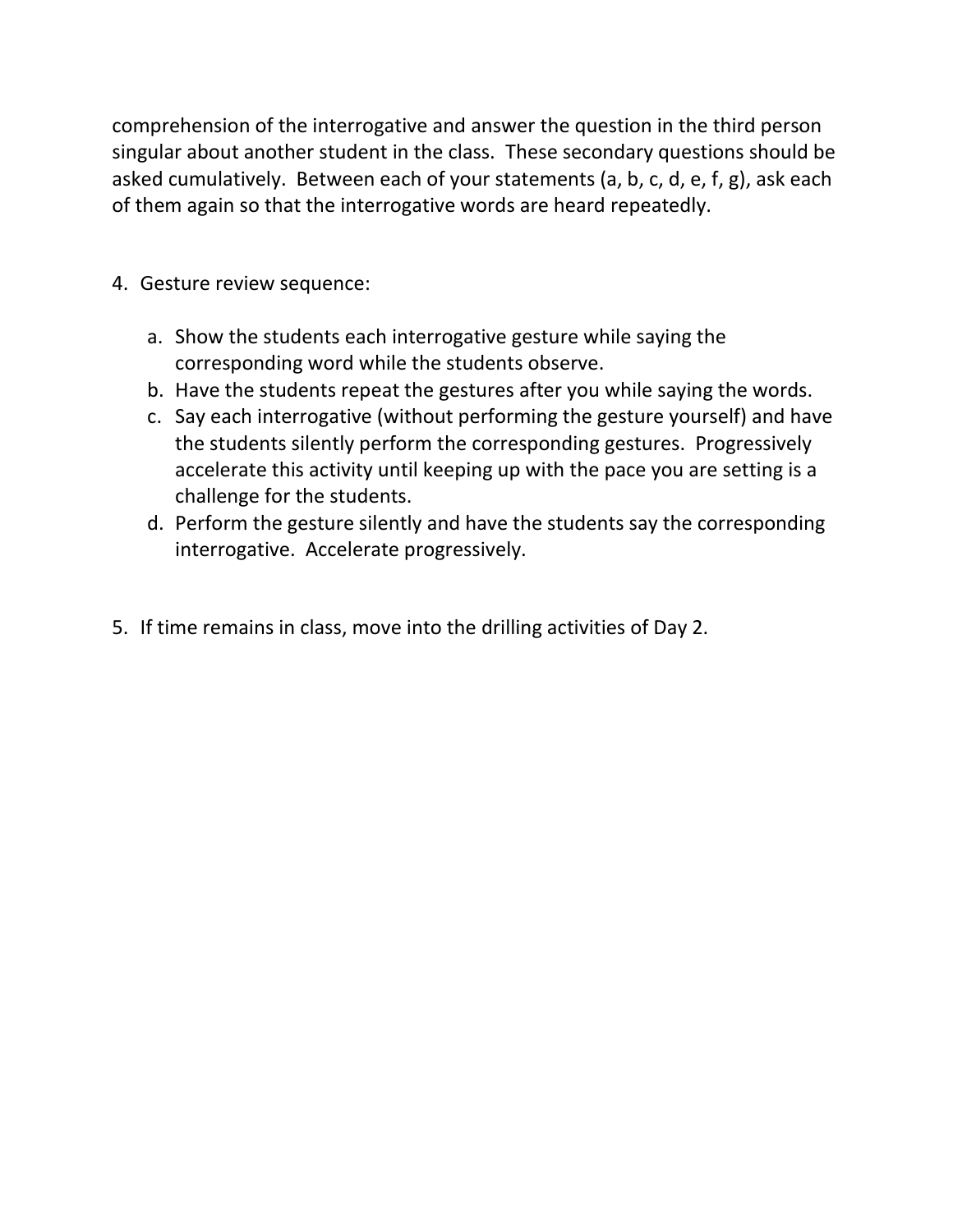comprehension of the interrogative and answer the question in the third person singular about another student in the class. These secondary questions should be asked cumulatively. Between each of your statements (a, b, c, d, e, f, g), ask each of them again so that the interrogative words are heard repeatedly.

4. Gesture review sequence:

   a. Show the students each interrogative gesture while saying the corresponding word while the students observe.
   b. Have the students repeat the gestures after you while saying the words.
   c. Say each interrogative (without performing the gesture yourself) and have the students silently perform the corresponding gestures. Progressively accelerate this activity until keeping up with the pace you are setting is a challenge for the students.
   d. Perform the gesture silently and have the students say the corresponding interrogative. Accelerate progressively.

5. If time remains in class, move into the drilling activities of Day 2.